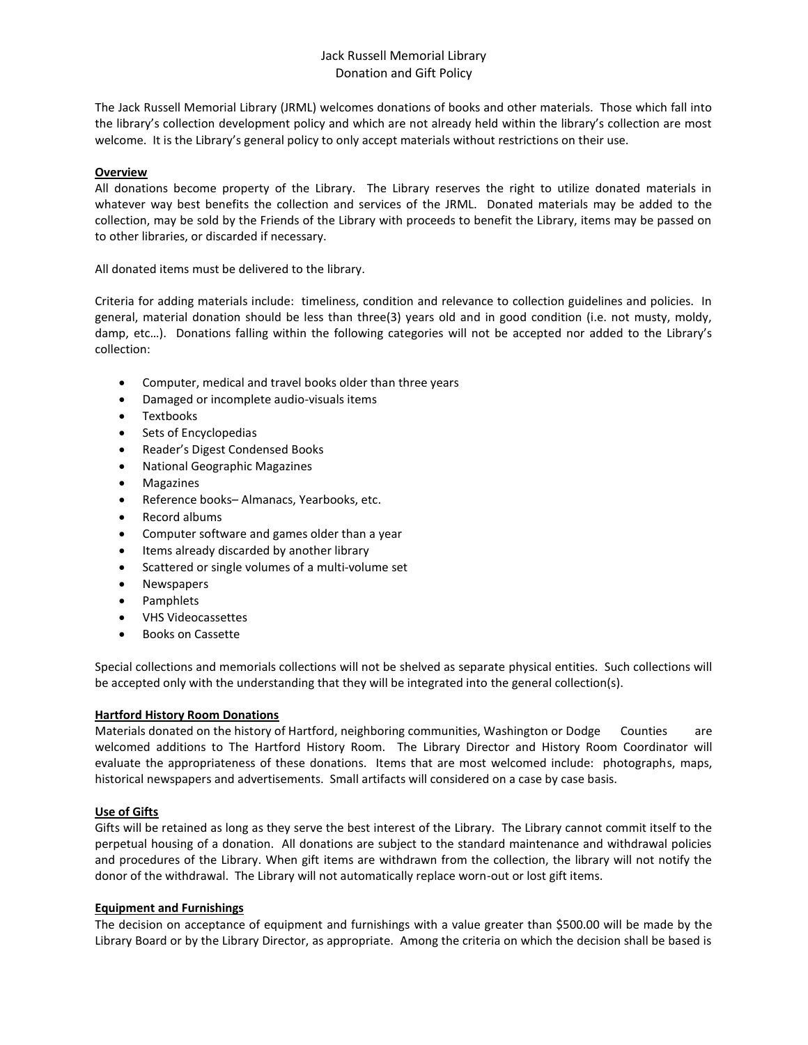# Jack Russell Memorial Library
## Donation and Gift Policy

The Jack Russell Memorial Library (JRML) welcomes donations of books and other materials. Those which fall into the library's collection development policy and which are not already held within the library's collection are most welcome. It is the Library's general policy to only accept materials without restrictions on their use.

### Overview

All donations become property of the Library. The Library reserves the right to utilize donated materials in whatever way best benefits the collection and services of the JRML. Donated materials may be added to the collection, may be sold by the Friends of the Library with proceeds to benefit the Library, items may be passed on to other libraries, or discarded if necessary.

All donated items must be delivered to the library.

Criteria for adding materials include: timeliness, condition and relevance to collection guidelines and policies. In general, material donation should be less than three(3) years old and in good condition (i.e. not musty, moldy, damp, etc…). Donations falling within the following categories will not be accepted nor added to the Library's collection:

- Computer, medical and travel books older than three years
- Damaged or incomplete audio-visuals items
- Textbooks
- Sets of Encyclopedias
- Reader's Digest Condensed Books
- National Geographic Magazines
- Magazines
- Reference books– Almanacs, Yearbooks, etc.
- Record albums
- Computer software and games older than a year
- Items already discarded by another library
- Scattered or single volumes of a multi-volume set
- Newspapers
- Pamphlets
- VHS Videocassettes
- Books on Cassette

Special collections and memorials collections will not be shelved as separate physical entities. Such collections will be accepted only with the understanding that they will be integrated into the general collection(s).

### Hartford History Room Donations

Materials donated on the history of Hartford, neighboring communities, Washington or Dodge Counties are welcomed additions to The Hartford History Room. The Library Director and History Room Coordinator will evaluate the appropriateness of these donations. Items that are most welcomed include: photographs, maps, historical newspapers and advertisements. Small artifacts will considered on a case by case basis.

### Use of Gifts

Gifts will be retained as long as they serve the best interest of the Library. The Library cannot commit itself to the perpetual housing of a donation. All donations are subject to the standard maintenance and withdrawal policies and procedures of the Library. When gift items are withdrawn from the collection, the library will not notify the donor of the withdrawal. The Library will not automatically replace worn-out or lost gift items.

### Equipment and Furnishings

The decision on acceptance of equipment and furnishings with a value greater than $500.00 will be made by the Library Board or by the Library Director, as appropriate. Among the criteria on which the decision shall be based is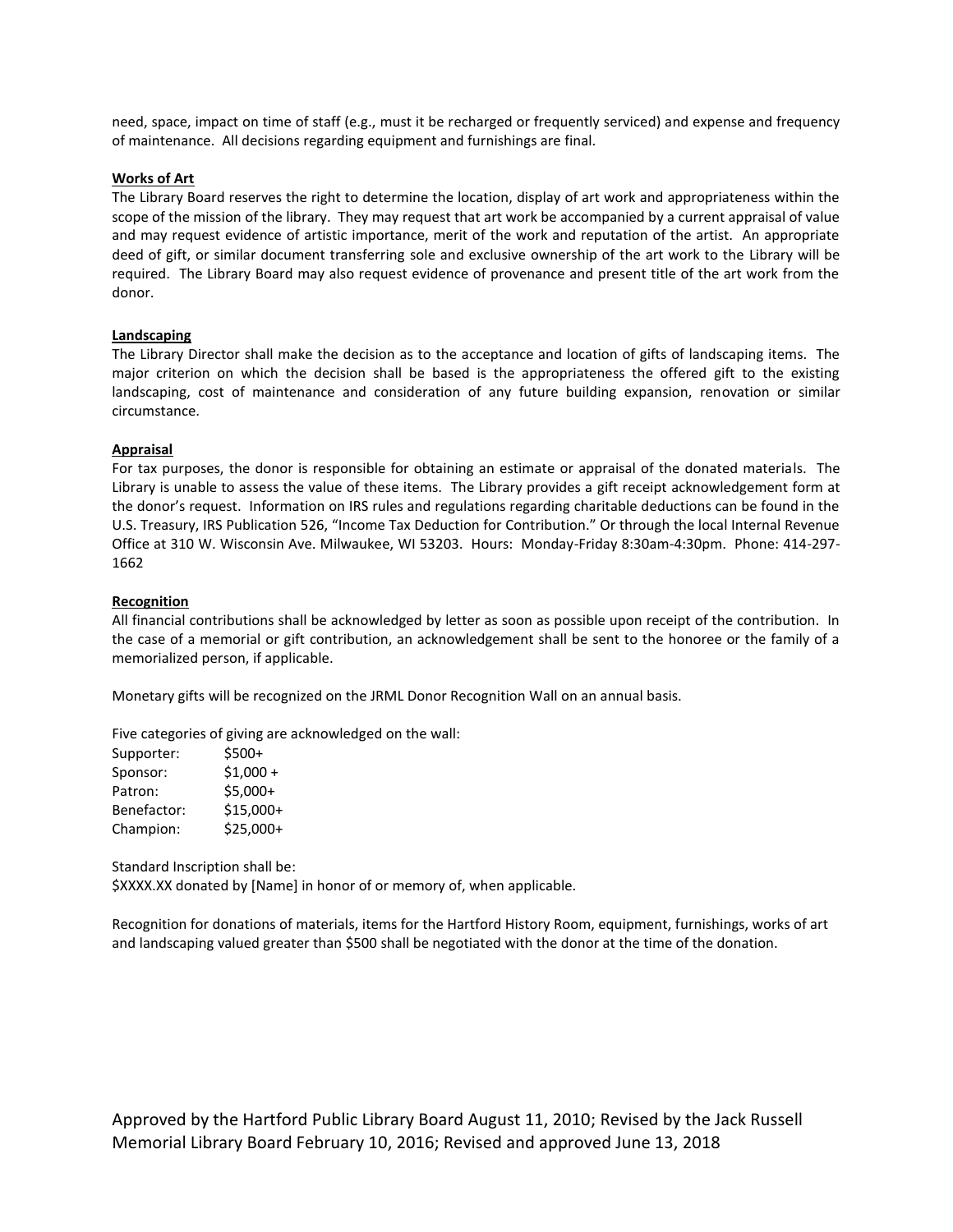need, space, impact on time of staff (e.g., must it be recharged or frequently serviced) and expense and frequency of maintenance. All decisions regarding equipment and furnishings are final.

**Works of Art**

The Library Board reserves the right to determine the location, display of art work and appropriateness within the scope of the mission of the library. They may request that art work be accompanied by a current appraisal of value and may request evidence of artistic importance, merit of the work and reputation of the artist. An appropriate deed of gift, or similar document transferring sole and exclusive ownership of the art work to the Library will be required. The Library Board may also request evidence of provenance and present title of the art work from the donor.

**Landscaping**

The Library Director shall make the decision as to the acceptance and location of gifts of landscaping items. The major criterion on which the decision shall be based is the appropriateness the offered gift to the existing landscaping, cost of maintenance and consideration of any future building expansion, renovation or similar circumstance.

**Appraisal**

For tax purposes, the donor is responsible for obtaining an estimate or appraisal of the donated materials. The Library is unable to assess the value of these items. The Library provides a gift receipt acknowledgement form at the donor's request. Information on IRS rules and regulations regarding charitable deductions can be found in the U.S. Treasury, IRS Publication 526, "Income Tax Deduction for Contribution." Or through the local Internal Revenue Office at 310 W. Wisconsin Ave. Milwaukee, WI 53203. Hours: Monday-Friday 8:30am-4:30pm. Phone: 414-297-1662

**Recognition**

All financial contributions shall be acknowledged by letter as soon as possible upon receipt of the contribution. In the case of a memorial or gift contribution, an acknowledgement shall be sent to the honoree or the family of a memorialized person, if applicable.

Monetary gifts will be recognized on the JRML Donor Recognition Wall on an annual basis.

Five categories of giving are acknowledged on the wall:

| | |
|---|---|
| Supporter: | $500+ |
| Sponsor: | $1,000 + |
| Patron: | $5,000+ |
| Benefactor: | $15,000+ |
| Champion: | $25,000+ |

Standard Inscription shall be:
$XXXX.XX donated by [Name] in honor of or memory of, when applicable.

Recognition for donations of materials, items for the Hartford History Room, equipment, furnishings, works of art and landscaping valued greater than $500 shall be negotiated with the donor at the time of the donation.

Approved by the Hartford Public Library Board August 11, 2010; Revised by the Jack Russell Memorial Library Board February 10, 2016; Revised and approved June 13, 2018